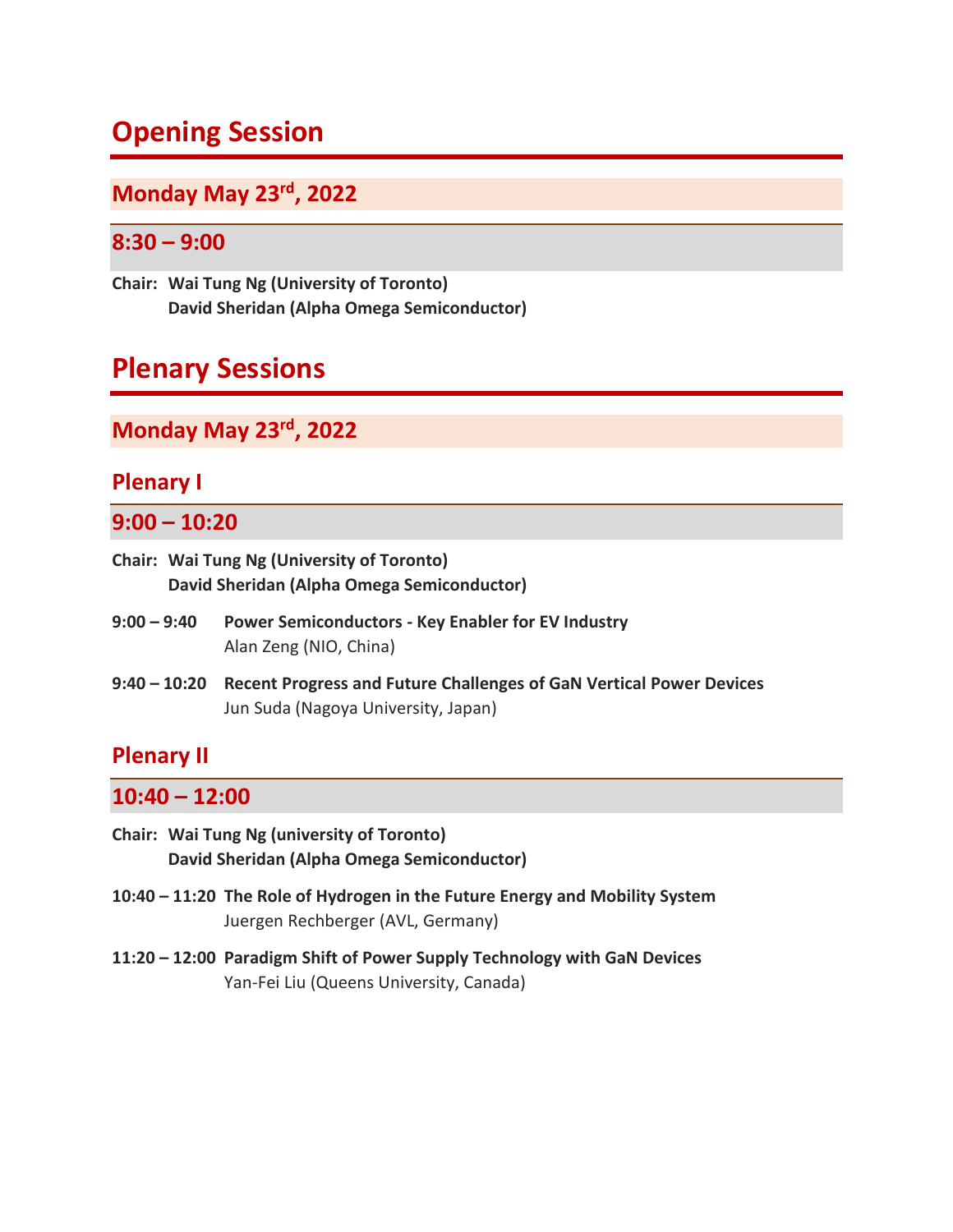# Opening Session

## Monday May 23rd, 2022

### 8:30 – 9:00

**Chair: Wai Tung Ng (University of Toronto)**
**David Sheridan (Alpha Omega Semiconductor)**

# Plenary Sessions

## Monday May 23rd, 2022

### Plenary I

### 9:00 – 10:20

**Chair: Wai Tung Ng (University of Toronto)**
**David Sheridan (Alpha Omega Semiconductor)**

**9:00 – 9:40** **Power Semiconductors - Key Enabler for EV Industry**
Alan Zeng (NIO, China)

**9:40 – 10:20** **Recent Progress and Future Challenges of GaN Vertical Power Devices**
Jun Suda (Nagoya University, Japan)

### Plenary II

### 10:40 – 12:00

**Chair: Wai Tung Ng (university of Toronto)**
**David Sheridan (Alpha Omega Semiconductor)**

**10:40 – 11:20** **The Role of Hydrogen in the Future Energy and Mobility System**
Juergen Rechberger (AVL, Germany)

**11:20 – 12:00** **Paradigm Shift of Power Supply Technology with GaN Devices**
Yan-Fei Liu (Queens University, Canada)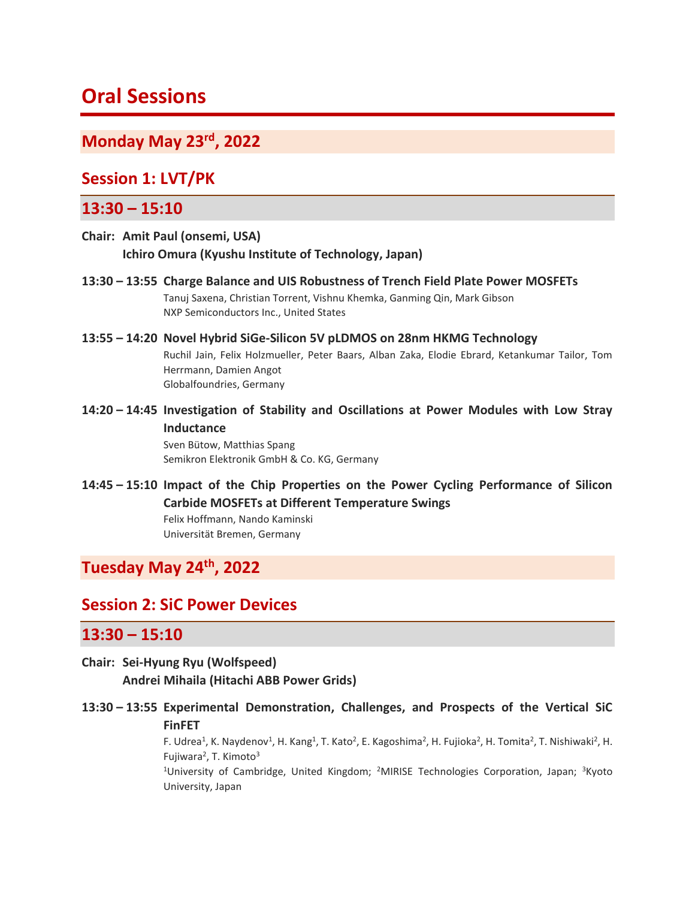# Oral Sessions

## Monday May 23rd, 2022

### Session 1: LVT/PK

#### 13:30 – 15:10

**Chair: Amit Paul (onsemi, USA)**
**Ichiro Omura (Kyushu Institute of Technology, Japan)**

**13:30 – 13:55 Charge Balance and UIS Robustness of Trench Field Plate Power MOSFETs**
Tanuj Saxena, Christian Torrent, Vishnu Khemka, Ganming Qin, Mark Gibson
NXP Semiconductors Inc., United States

**13:55 – 14:20 Novel Hybrid SiGe-Silicon 5V pLDMOS on 28nm HKMG Technology**
Ruchil Jain, Felix Holzmueller, Peter Baars, Alban Zaka, Elodie Ebrard, Ketankumar Tailor, Tom Herrmann, Damien Angot
Globalfoundries, Germany

**14:20 – 14:45 Investigation of Stability and Oscillations at Power Modules with Low Stray Inductance**
Sven Bütow, Matthias Spang
Semikron Elektronik GmbH & Co. KG, Germany

**14:45 – 15:10 Impact of the Chip Properties on the Power Cycling Performance of Silicon Carbide MOSFETs at Different Temperature Swings**
Felix Hoffmann, Nando Kaminski
Universität Bremen, Germany

## Tuesday May 24th, 2022

### Session 2: SiC Power Devices

#### 13:30 – 15:10

**Chair: Sei-Hyung Ryu (Wolfspeed)**
**Andrei Mihaila (Hitachi ABB Power Grids)**

**13:30 – 13:55 Experimental Demonstration, Challenges, and Prospects of the Vertical SiC FinFET**
F. Udrea[1], K. Naydenov[1], H. Kang[1], T. Kato[2], E. Kagoshima[2], H. Fujioka[2], H. Tomita[2], T. Nishiwaki[2], H. Fujiwara[2], T. Kimoto[3]
[1]University of Cambridge, United Kingdom; [2]MIRISE Technologies Corporation, Japan; [3]Kyoto University, Japan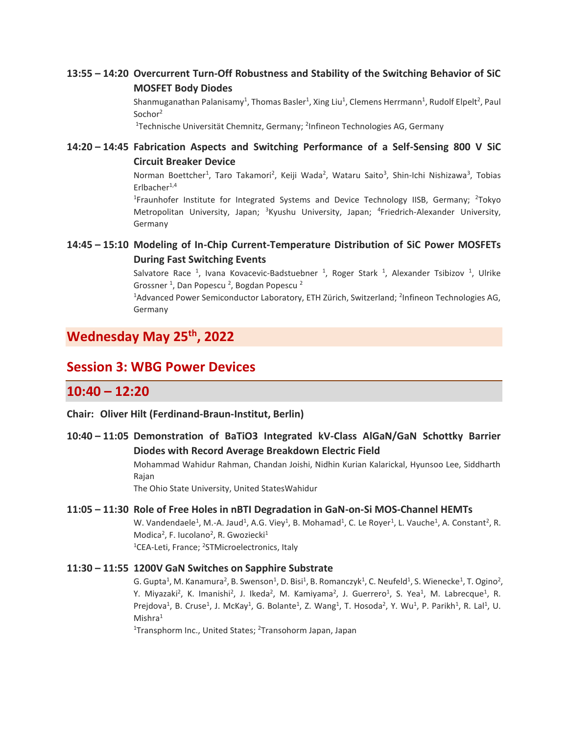**13:55 – 14:20 Overcurrent Turn-Off Robustness and Stability of the Switching Behavior of SiC MOSFET Body Diodes**

Shanmuganathan Palanisamy[1], Thomas Basler[1], Xing Liu[1], Clemens Herrmann[1], Rudolf Elpelt[2], Paul Sochor[2]

[1]Technische Universität Chemnitz, Germany; [2]Infineon Technologies AG, Germany

**14:20 – 14:45 Fabrication Aspects and Switching Performance of a Self-Sensing 800 V SiC Circuit Breaker Device**

Norman Boettcher[1], Taro Takamori[2], Keiji Wada[2], Wataru Saito[3], Shin-Ichi Nishizawa[3], Tobias Erlbacher[1,4]

[1]Fraunhofer Institute for Integrated Systems and Device Technology IISB, Germany; [2]Tokyo Metropolitan University, Japan; [3]Kyushu University, Japan; [4]Friedrich-Alexander University, Germany

**14:45 – 15:10 Modeling of In-Chip Current-Temperature Distribution of SiC Power MOSFETs During Fast Switching Events**

Salvatore Race [1], Ivana Kovacevic-Badstuebner [1], Roger Stark [1], Alexander Tsibizov [1], Ulrike Grossner [1], Dan Popescu [2], Bogdan Popescu [2]

[1]Advanced Power Semiconductor Laboratory, ETH Zürich, Switzerland; [2]Infineon Technologies AG, Germany

# Wednesday May 25th, 2022

## Session 3: WBG Power Devices

## 10:40 – 12:20

**Chair: Oliver Hilt (Ferdinand-Braun-Institut, Berlin)**

**10:40 – 11:05 Demonstration of BaTiO3 Integrated kV-Class AlGaN/GaN Schottky Barrier Diodes with Record Average Breakdown Electric Field**

Mohammad Wahidur Rahman, Chandan Joishi, Nidhin Kurian Kalarickal, Hyunsoo Lee, Siddharth Rajan

The Ohio State University, United StatesWahidur

**11:05 – 11:30 Role of Free Holes in nBTI Degradation in GaN-on-Si MOS-Channel HEMTs**

W. Vandendaele[1], M.-A. Jaud[1], A.G. Viey[1], B. Mohamad[1], C. Le Royer[1], L. Vauche[1], A. Constant[2], R. Modica[2], F. Iucolano[2], R. Gwoziecki[1]

[1]CEA-Leti, France; [2]STMicroelectronics, Italy

**11:30 – 11:55 1200V GaN Switches on Sapphire Substrate**

G. Gupta[1], M. Kanamura[2], B. Swenson[1], D. Bisi[1], B. Romanczyk[1], C. Neufeld[1], S. Wienecke[1], T. Ogino[2], Y. Miyazaki[2], K. Imanishi[2], J. Ikeda[2], M. Kamiyama[2], J. Guerrero[1], S. Yea[1], M. Labrecque[1], R. Prejdova[1], B. Cruse[1], J. McKay[1], G. Bolante[1], Z. Wang[1], T. Hosoda[2], Y. Wu[1], P. Parikh[1], R. Lal[1], U. Mishra[1]

[1]Transphorm Inc., United States; [2]Transohorm Japan, Japan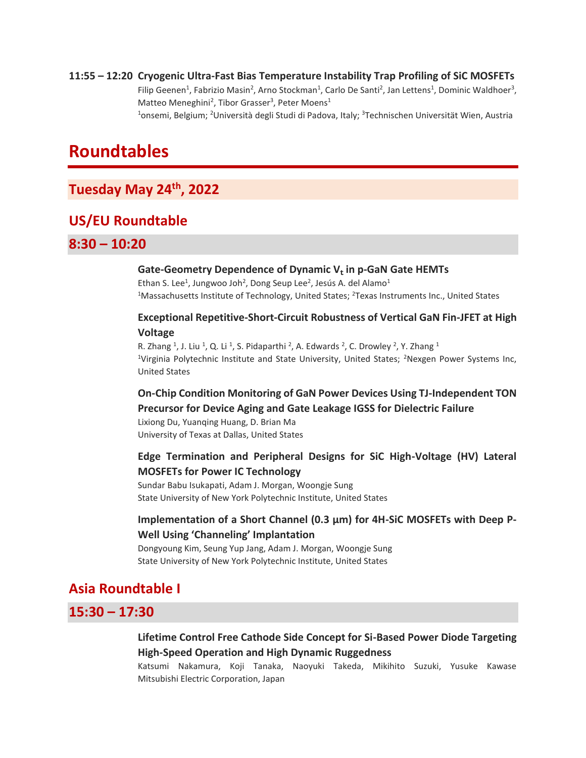**11:55 – 12:20 Cryogenic Ultra-Fast Bias Temperature Instability Trap Profiling of SiC MOSFETs**

Filip Geenen[1], Fabrizio Masin[2], Arno Stockman[1], Carlo De Santi[2], Jan Lettens[1], Dominic Waldhoer[3], Matteo Meneghini[2], Tibor Grasser[3], Peter Moens[1]

[1]onsemi, Belgium; [2]Università degli Studi di Padova, Italy; [3]Technischen Universität Wien, Austria

# Roundtables

## Tuesday May 24th, 2022

## US/EU Roundtable

## 8:30 – 10:20

**Gate-Geometry Dependence of Dynamic $V_t$ in p-GaN Gate HEMTs**

Ethan S. Lee[1], Jungwoo Joh[2], Dong Seup Lee[2], Jesús A. del Alamo[1]

[1]Massachusetts Institute of Technology, United States; [2]Texas Instruments Inc., United States

**Exceptional Repetitive-Short-Circuit Robustness of Vertical GaN Fin-JFET at High Voltage**

R. Zhang [1], J. Liu [1], Q. Li [1], S. Pidaparthi [2], A. Edwards [2], C. Drowley [2], Y. Zhang [1]

[1]Virginia Polytechnic Institute and State University, United States; [2]Nexgen Power Systems Inc, United States

**On-Chip Condition Monitoring of GaN Power Devices Using TJ-Independent TON Precursor for Device Aging and Gate Leakage IGSS for Dielectric Failure**

Lixiong Du, Yuanqing Huang, D. Brian Ma

University of Texas at Dallas, United States

**Edge Termination and Peripheral Designs for SiC High-Voltage (HV) Lateral MOSFETs for Power IC Technology**

Sundar Babu Isukapati, Adam J. Morgan, Woongje Sung

State University of New York Polytechnic Institute, United States

**Implementation of a Short Channel (0.3 µm) for 4H-SiC MOSFETs with Deep P-Well Using 'Channeling' Implantation**

Dongyoung Kim, Seung Yup Jang, Adam J. Morgan, Woongje Sung

State University of New York Polytechnic Institute, United States

## Asia Roundtable I

## 15:30 – 17:30

**Lifetime Control Free Cathode Side Concept for Si-Based Power Diode Targeting High-Speed Operation and High Dynamic Ruggedness**

Katsumi Nakamura, Koji Tanaka, Naoyuki Takeda, Mikihito Suzuki, Yusuke Kawase

Mitsubishi Electric Corporation, Japan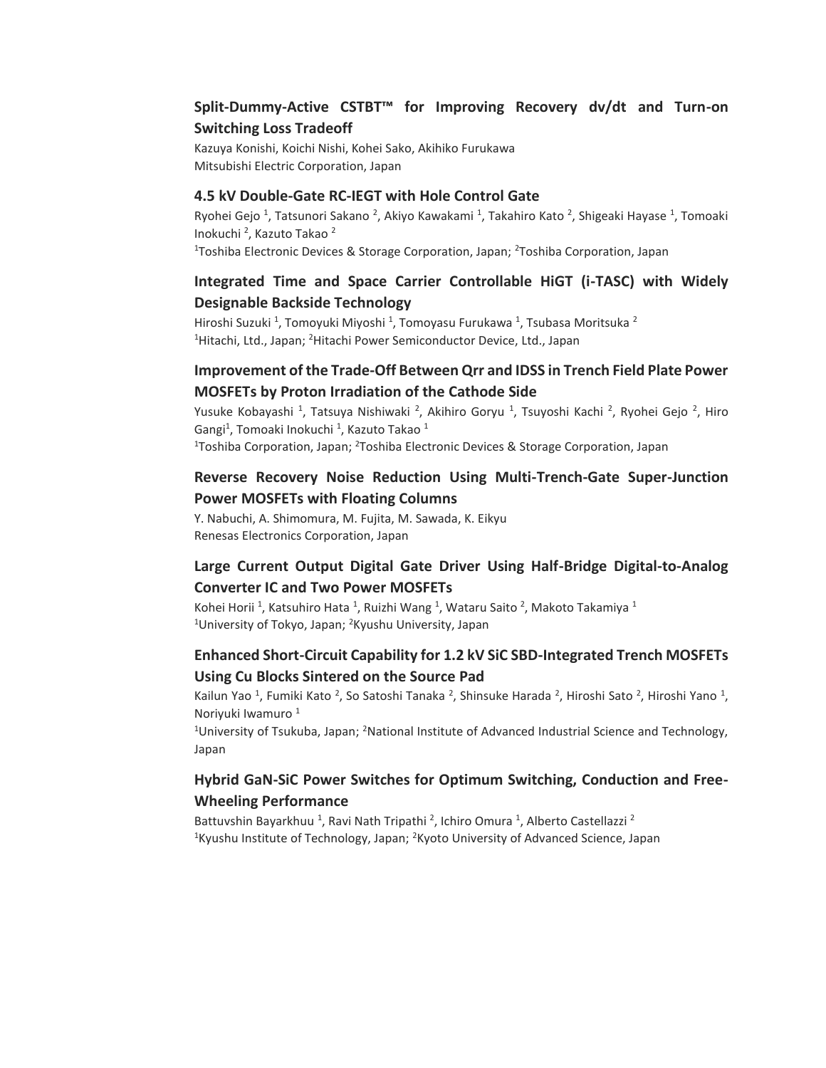### Split-Dummy-Active CSTBT™ for Improving Recovery dv/dt and Turn-on Switching Loss Tradeoff

Kazuya Konishi, Koichi Nishi, Kohei Sako, Akihiko Furukawa
Mitsubishi Electric Corporation, Japan

### 4.5 kV Double-Gate RC-IEGT with Hole Control Gate

Ryohei Gejo [1], Tatsunori Sakano [2], Akiyo Kawakami [1], Takahiro Kato [2], Shigeaki Hayase [1], Tomoaki Inokuchi [2], Kazuto Takao [2]
[1]Toshiba Electronic Devices & Storage Corporation, Japan; [2]Toshiba Corporation, Japan

### Integrated Time and Space Carrier Controllable HiGT (i-TASC) with Widely Designable Backside Technology

Hiroshi Suzuki [1], Tomoyuki Miyoshi [1], Tomoyasu Furukawa [1], Tsubasa Moritsuka [2]
[1]Hitachi, Ltd., Japan; [2]Hitachi Power Semiconductor Device, Ltd., Japan

### Improvement of the Trade-Off Between Qrr and IDSS in Trench Field Plate Power MOSFETs by Proton Irradiation of the Cathode Side

Yusuke Kobayashi [1], Tatsuya Nishiwaki [2], Akihiro Goryu [1], Tsuyoshi Kachi [2], Ryohei Gejo [2], Hiro Gangi[1], Tomoaki Inokuchi [1], Kazuto Takao [1]
[1]Toshiba Corporation, Japan; [2]Toshiba Electronic Devices & Storage Corporation, Japan

### Reverse Recovery Noise Reduction Using Multi-Trench-Gate Super-Junction Power MOSFETs with Floating Columns

Y. Nabuchi, A. Shimomura, M. Fujita, M. Sawada, K. Eikyu
Renesas Electronics Corporation, Japan

### Large Current Output Digital Gate Driver Using Half-Bridge Digital-to-Analog Converter IC and Two Power MOSFETs

Kohei Horii [1], Katsuhiro Hata [1], Ruizhi Wang [1], Wataru Saito [2], Makoto Takamiya [1]
[1]University of Tokyo, Japan; [2]Kyushu University, Japan

### Enhanced Short-Circuit Capability for 1.2 kV SiC SBD-Integrated Trench MOSFETs Using Cu Blocks Sintered on the Source Pad

Kailun Yao [1], Fumiki Kato [2], So Satoshi Tanaka [2], Shinsuke Harada [2], Hiroshi Sato [2], Hiroshi Yano [1], Noriyuki Iwamuro [1]
[1]University of Tsukuba, Japan; [2]National Institute of Advanced Industrial Science and Technology, Japan

### Hybrid GaN-SiC Power Switches for Optimum Switching, Conduction and Free-Wheeling Performance

Battuvshin Bayarkhuu [1], Ravi Nath Tripathi [2], Ichiro Omura [1], Alberto Castellazzi [2]
[1]Kyushu Institute of Technology, Japan; [2]Kyoto University of Advanced Science, Japan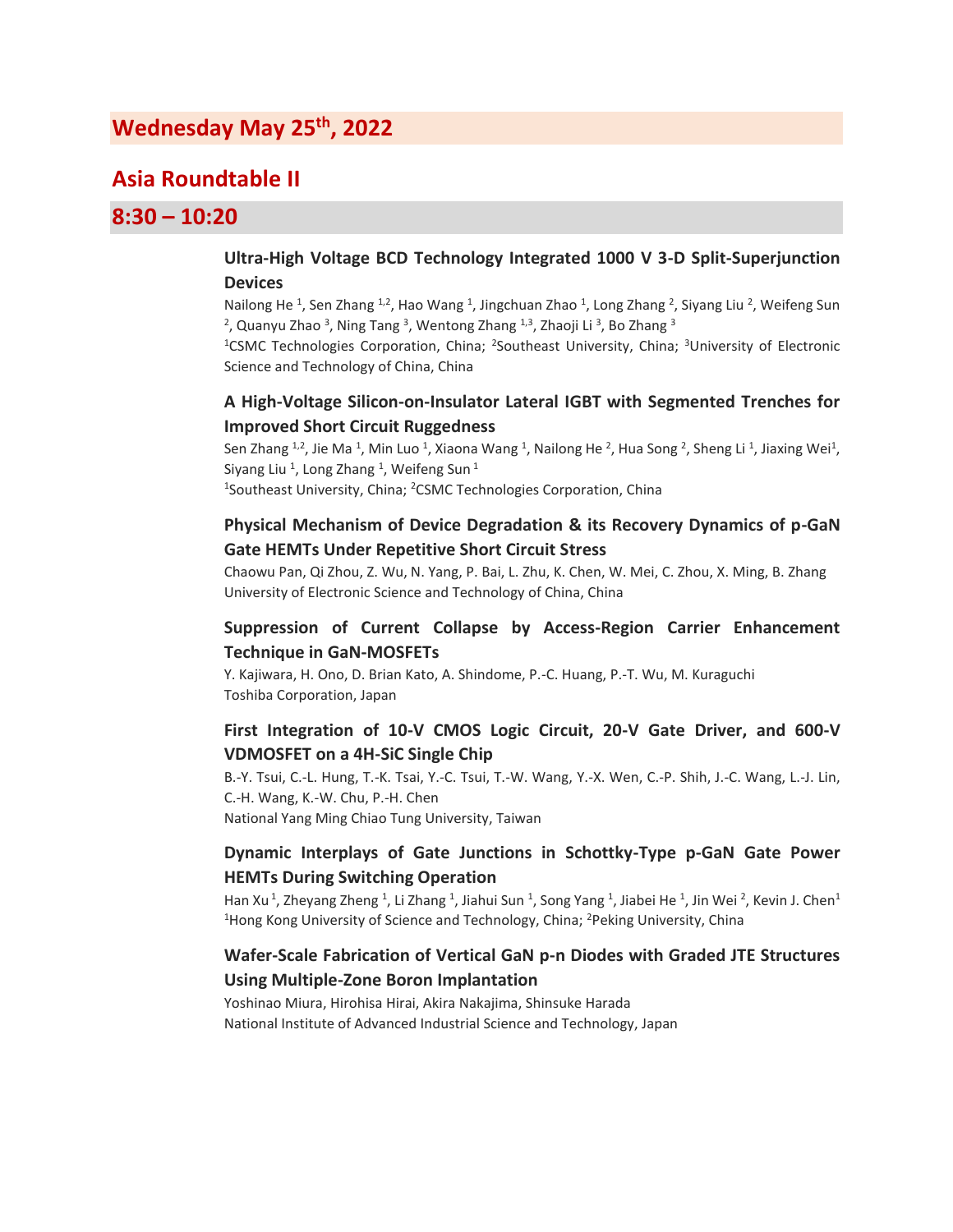# Wednesday May 25th, 2022

## Asia Roundtable II

## 8:30 – 10:20

### Ultra-High Voltage BCD Technology Integrated 1000 V 3-D Split-Superjunction Devices

Nailong He [1], Sen Zhang [1,2], Hao Wang [1], Jingchuan Zhao [1], Long Zhang [2], Siyang Liu [2], Weifeng Sun [2], Quanyu Zhao [3], Ning Tang [3], Wentong Zhang [1,3], Zhaoji Li [3], Bo Zhang [3]

[1]CSMC Technologies Corporation, China; [2]Southeast University, China; [3]University of Electronic Science and Technology of China, China

### A High-Voltage Silicon-on-Insulator Lateral IGBT with Segmented Trenches for Improved Short Circuit Ruggedness

Sen Zhang [1,2], Jie Ma [1], Min Luo [1], Xiaona Wang [1], Nailong He [2], Hua Song [2], Sheng Li [1], Jiaxing Wei[1], Siyang Liu [1], Long Zhang [1], Weifeng Sun [1]

[1]Southeast University, China; [2]CSMC Technologies Corporation, China

### Physical Mechanism of Device Degradation & its Recovery Dynamics of p-GaN Gate HEMTs Under Repetitive Short Circuit Stress

Chaowu Pan, Qi Zhou, Z. Wu, N. Yang, P. Bai, L. Zhu, K. Chen, W. Mei, C. Zhou, X. Ming, B. Zhang

University of Electronic Science and Technology of China, China

### Suppression of Current Collapse by Access-Region Carrier Enhancement Technique in GaN-MOSFETs

Y. Kajiwara, H. Ono, D. Brian Kato, A. Shindome, P.-C. Huang, P.-T. Wu, M. Kuraguchi

Toshiba Corporation, Japan

### First Integration of 10-V CMOS Logic Circuit, 20-V Gate Driver, and 600-V VDMOSFET on a 4H-SiC Single Chip

B.-Y. Tsui, C.-L. Hung, T.-K. Tsai, Y.-C. Tsui, T.-W. Wang, Y.-X. Wen, C.-P. Shih, J.-C. Wang, L.-J. Lin, C.-H. Wang, K.-W. Chu, P.-H. Chen

National Yang Ming Chiao Tung University, Taiwan

### Dynamic Interplays of Gate Junctions in Schottky-Type p-GaN Gate Power HEMTs During Switching Operation

Han Xu [1], Zheyang Zheng [1], Li Zhang [1], Jiahui Sun [1], Song Yang [1], Jiabei He [1], Jin Wei [2], Kevin J. Chen[1]

[1]Hong Kong University of Science and Technology, China; [2]Peking University, China

### Wafer-Scale Fabrication of Vertical GaN p-n Diodes with Graded JTE Structures Using Multiple-Zone Boron Implantation

Yoshinao Miura, Hirohisa Hirai, Akira Nakajima, Shinsuke Harada

National Institute of Advanced Industrial Science and Technology, Japan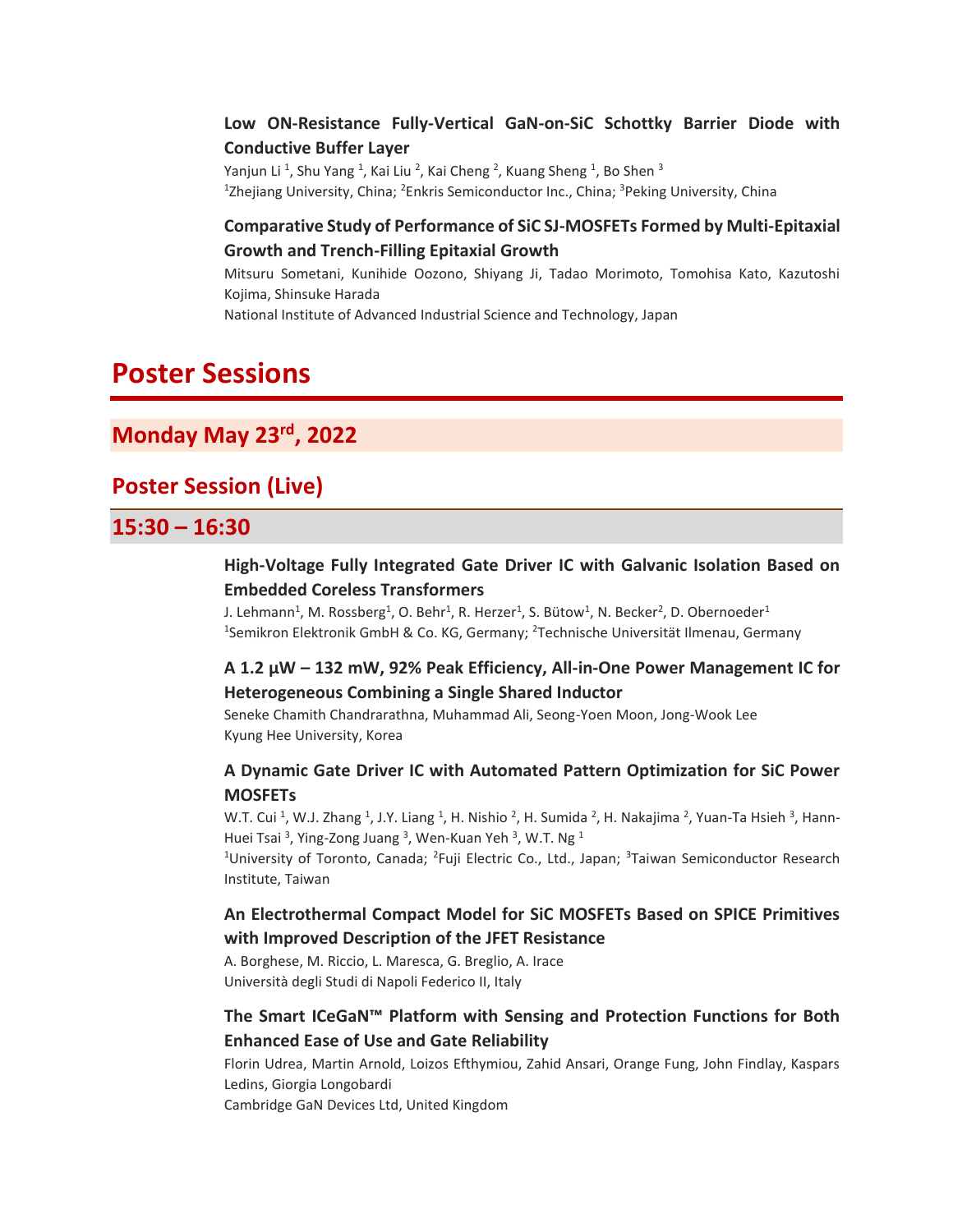### Low ON-Resistance Fully-Vertical GaN-on-SiC Schottky Barrier Diode with Conductive Buffer Layer

Yanjun Li [1], Shu Yang [1], Kai Liu [2], Kai Cheng [2], Kuang Sheng [1], Bo Shen [3]
[1]Zhejiang University, China; [2]Enkris Semiconductor Inc., China; [3]Peking University, China

### Comparative Study of Performance of SiC SJ-MOSFETs Formed by Multi-Epitaxial Growth and Trench-Filling Epitaxial Growth

Mitsuru Sometani, Kunihide Oozono, Shiyang Ji, Tadao Morimoto, Tomohisa Kato, Kazutoshi Kojima, Shinsuke Harada
National Institute of Advanced Industrial Science and Technology, Japan

# Poster Sessions

## Monday May 23rd, 2022

## Poster Session (Live)

## 15:30 – 16:30

### High-Voltage Fully Integrated Gate Driver IC with Galvanic Isolation Based on Embedded Coreless Transformers

J. Lehmann[1], M. Rossberg[1], O. Behr[1], R. Herzer[1], S. Bütow[1], N. Becker[2], D. Obernoeder[1]
[1]Semikron Elektronik GmbH & Co. KG, Germany; [2]Technische Universität Ilmenau, Germany

### A 1.2 µW – 132 mW, 92% Peak Efficiency, All-in-One Power Management IC for Heterogeneous Combining a Single Shared Inductor

Seneke Chamith Chandrarathna, Muhammad Ali, Seong-Yoen Moon, Jong-Wook Lee
Kyung Hee University, Korea

### A Dynamic Gate Driver IC with Automated Pattern Optimization for SiC Power MOSFETs

W.T. Cui [1], W.J. Zhang [1], J.Y. Liang [1], H. Nishio [2], H. Sumida [2], H. Nakajima [2], Yuan-Ta Hsieh [3], Hann-Huei Tsai [3], Ying-Zong Juang [3], Wen-Kuan Yeh [3], W.T. Ng [1]
[1]University of Toronto, Canada; [2]Fuji Electric Co., Ltd., Japan; [3]Taiwan Semiconductor Research Institute, Taiwan

### An Electrothermal Compact Model for SiC MOSFETs Based on SPICE Primitives with Improved Description of the JFET Resistance

A. Borghese, M. Riccio, L. Maresca, G. Breglio, A. Irace
Università degli Studi di Napoli Federico II, Italy

### The Smart ICeGaN™ Platform with Sensing and Protection Functions for Both Enhanced Ease of Use and Gate Reliability

Florin Udrea, Martin Arnold, Loizos Efthymiou, Zahid Ansari, Orange Fung, John Findlay, Kaspars Ledins, Giorgia Longobardi
Cambridge GaN Devices Ltd, United Kingdom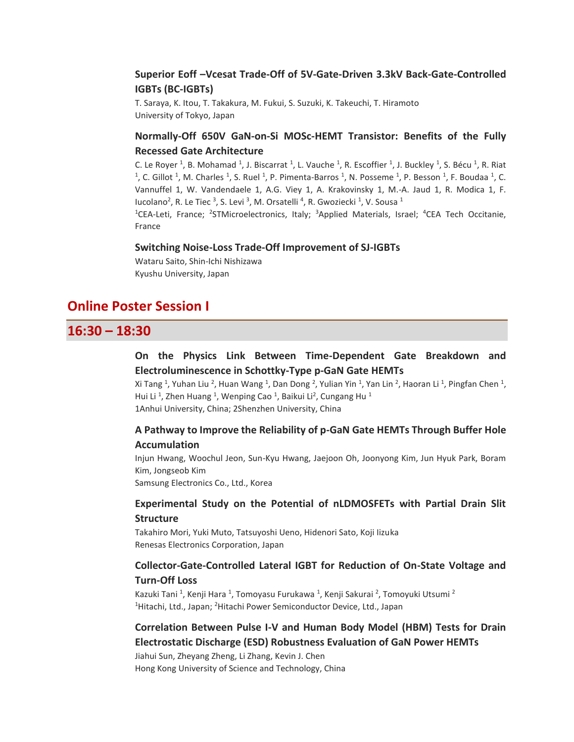### Superior Eoff –Vcesat Trade-Off of 5V-Gate-Driven 3.3kV Back-Gate-Controlled IGBTs (BC-IGBTs)

T. Saraya, K. Itou, T. Takakura, M. Fukui, S. Suzuki, K. Takeuchi, T. Hiramoto
University of Tokyo, Japan

### Normally-Off 650V GaN-on-Si MOSc-HEMT Transistor: Benefits of the Fully Recessed Gate Architecture

C. Le Royer [1], B. Mohamad [1], J. Biscarrat [1], L. Vauche [1], R. Escoffier [1], J. Buckley [1], S. Bécu [1], R. Riat [1], C. Gillot [1], M. Charles [1], S. Ruel [1], P. Pimenta-Barros [1], N. Posseme [1], P. Besson [1], F. Boudaa [1], C. Vannuffel 1, W. Vandendaele 1, A.G. Viey 1, A. Krakovinsky 1, M.-A. Jaud 1, R. Modica 1, F. Iucolano[2], R. Le Tiec [3], S. Levi [3], M. Orsatelli [4], R. Gwoziecki [1], V. Sousa [1]
[1]CEA-Leti, France; [2]STMicroelectronics, Italy; [3]Applied Materials, Israel; [4]CEA Tech Occitanie, France

### Switching Noise-Loss Trade-Off Improvement of SJ-IGBTs

Wataru Saito, Shin-Ichi Nishizawa
Kyushu University, Japan

## Online Poster Session I

## 16:30 – 18:30

### On the Physics Link Between Time-Dependent Gate Breakdown and Electroluminescence in Schottky-Type p-GaN Gate HEMTs

Xi Tang [1], Yuhan Liu [2], Huan Wang [1], Dan Dong [2], Yulian Yin [1], Yan Lin [2], Haoran Li [1], Pingfan Chen [1], Hui Li [1], Zhen Huang [1], Wenping Cao [1], Baikui Li[2], Cungang Hu [1]
1Anhui University, China; 2Shenzhen University, China

### A Pathway to Improve the Reliability of p-GaN Gate HEMTs Through Buffer Hole Accumulation

Injun Hwang, Woochul Jeon, Sun-Kyu Hwang, Jaejoon Oh, Joonyong Kim, Jun Hyuk Park, Boram Kim, Jongseob Kim
Samsung Electronics Co., Ltd., Korea

### Experimental Study on the Potential of nLDMOSFETs with Partial Drain Slit Structure

Takahiro Mori, Yuki Muto, Tatsuyoshi Ueno, Hidenori Sato, Koji Iizuka
Renesas Electronics Corporation, Japan

### Collector-Gate-Controlled Lateral IGBT for Reduction of On-State Voltage and Turn-Off Loss

Kazuki Tani [1], Kenji Hara [1], Tomoyasu Furukawa [1], Kenji Sakurai [2], Tomoyuki Utsumi [2]
[1]Hitachi, Ltd., Japan; [2]Hitachi Power Semiconductor Device, Ltd., Japan

### Correlation Between Pulse I-V and Human Body Model (HBM) Tests for Drain Electrostatic Discharge (ESD) Robustness Evaluation of GaN Power HEMTs

Jiahui Sun, Zheyang Zheng, Li Zhang, Kevin J. Chen
Hong Kong University of Science and Technology, China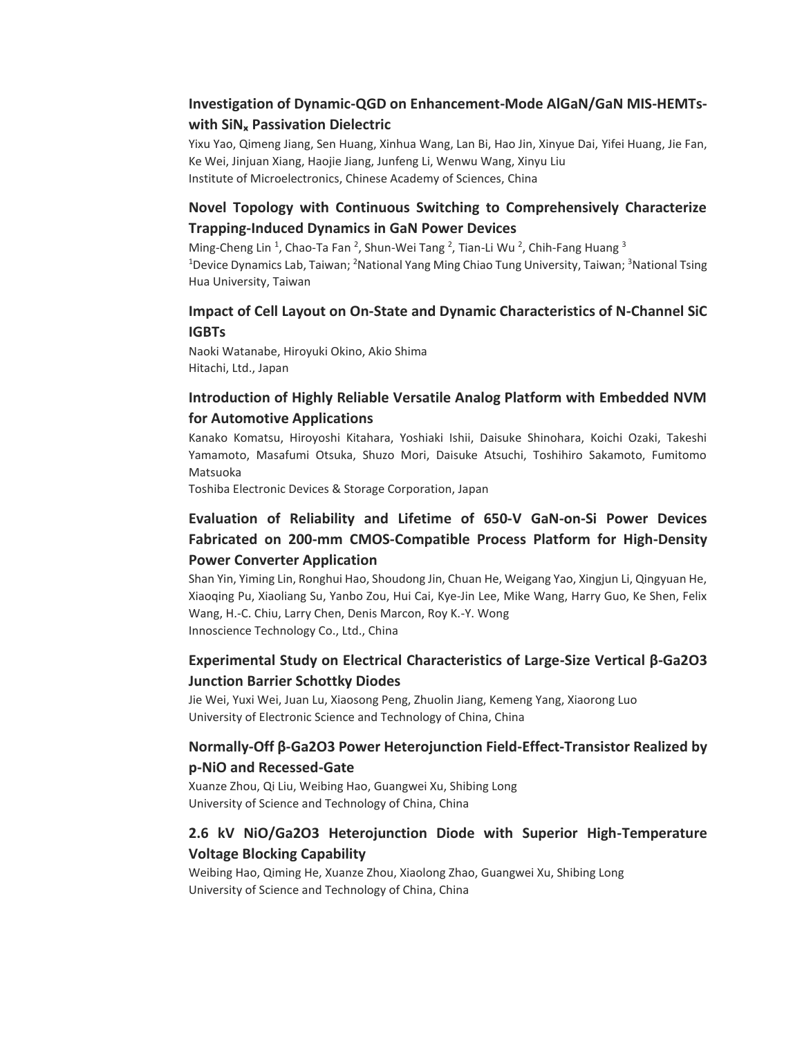### Investigation of Dynamic-QGD on Enhancement-Mode AlGaN/GaN MIS-HEMTs-with $SiN_x$ Passivation Dielectric

Yixu Yao, Qimeng Jiang, Sen Huang, Xinhua Wang, Lan Bi, Hao Jin, Xinyue Dai, Yifei Huang, Jie Fan, Ke Wei, Jinjuan Xiang, Haojie Jiang, Junfeng Li, Wenwu Wang, Xinyu Liu
Institute of Microelectronics, Chinese Academy of Sciences, China

### Novel Topology with Continuous Switching to Comprehensively Characterize Trapping-Induced Dynamics in GaN Power Devices

Ming-Cheng Lin [1], Chao-Ta Fan [2], Shun-Wei Tang [2], Tian-Li Wu [2], Chih-Fang Huang [3]
[1]Device Dynamics Lab, Taiwan; [2]National Yang Ming Chiao Tung University, Taiwan; [3]National Tsing Hua University, Taiwan

### Impact of Cell Layout on On-State and Dynamic Characteristics of N-Channel SiC IGBTs

Naoki Watanabe, Hiroyuki Okino, Akio Shima
Hitachi, Ltd., Japan

### Introduction of Highly Reliable Versatile Analog Platform with Embedded NVM for Automotive Applications

Kanako Komatsu, Hiroyoshi Kitahara, Yoshiaki Ishii, Daisuke Shinohara, Koichi Ozaki, Takeshi Yamamoto, Masafumi Otsuka, Shuzo Mori, Daisuke Atsuchi, Toshihiro Sakamoto, Fumitomo Matsuoka
Toshiba Electronic Devices & Storage Corporation, Japan

### Evaluation of Reliability and Lifetime of 650-V GaN-on-Si Power Devices Fabricated on 200-mm CMOS-Compatible Process Platform for High-Density Power Converter Application

Shan Yin, Yiming Lin, Ronghui Hao, Shoudong Jin, Chuan He, Weigang Yao, Xingjun Li, Qingyuan He, Xiaoqing Pu, Xiaoliang Su, Yanbo Zou, Hui Cai, Kye-Jin Lee, Mike Wang, Harry Guo, Ke Shen, Felix Wang, H.-C. Chiu, Larry Chen, Denis Marcon, Roy K.-Y. Wong
Innoscience Technology Co., Ltd., China

### Experimental Study on Electrical Characteristics of Large-Size Vertical β-Ga2O3 Junction Barrier Schottky Diodes

Jie Wei, Yuxi Wei, Juan Lu, Xiaosong Peng, Zhuolin Jiang, Kemeng Yang, Xiaorong Luo
University of Electronic Science and Technology of China, China

### Normally-Off β-Ga2O3 Power Heterojunction Field-Effect-Transistor Realized by p-NiO and Recessed-Gate

Xuanze Zhou, Qi Liu, Weibing Hao, Guangwei Xu, Shibing Long
University of Science and Technology of China, China

### 2.6 kV NiO/Ga2O3 Heterojunction Diode with Superior High-Temperature Voltage Blocking Capability

Weibing Hao, Qiming He, Xuanze Zhou, Xiaolong Zhao, Guangwei Xu, Shibing Long
University of Science and Technology of China, China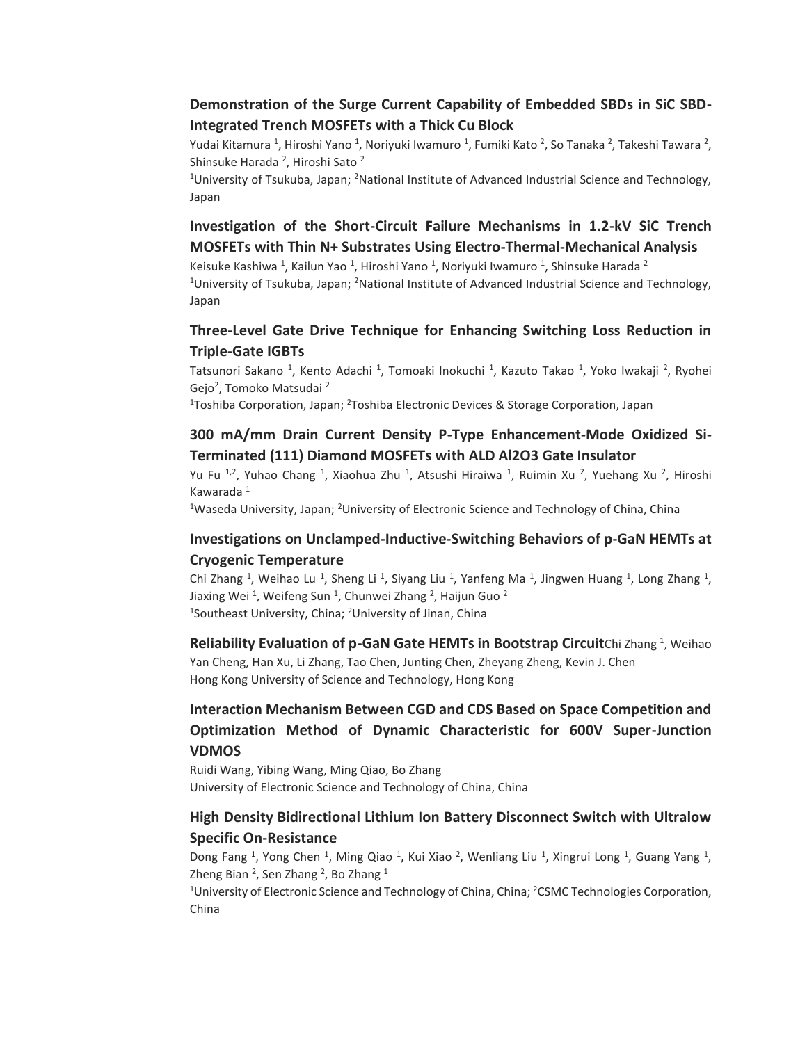### Demonstration of the Surge Current Capability of Embedded SBDs in SiC SBD-Integrated Trench MOSFETs with a Thick Cu Block

Yudai Kitamura [1], Hiroshi Yano [1], Noriyuki Iwamuro [1], Fumiki Kato [2], So Tanaka [2], Takeshi Tawara [2], Shinsuke Harada [2], Hiroshi Sato [2]

[1]University of Tsukuba, Japan; [2]National Institute of Advanced Industrial Science and Technology, Japan

### Investigation of the Short-Circuit Failure Mechanisms in 1.2-kV SiC Trench MOSFETs with Thin N+ Substrates Using Electro-Thermal-Mechanical Analysis

Keisuke Kashiwa [1], Kailun Yao [1], Hiroshi Yano [1], Noriyuki Iwamuro [1], Shinsuke Harada [2]

[1]University of Tsukuba, Japan; [2]National Institute of Advanced Industrial Science and Technology, Japan

### Three-Level Gate Drive Technique for Enhancing Switching Loss Reduction in Triple-Gate IGBTs

Tatsunori Sakano [1], Kento Adachi [1], Tomoaki Inokuchi [1], Kazuto Takao [1], Yoko Iwakaji [2], Ryohei Gejo[2], Tomoko Matsudai [2]

[1]Toshiba Corporation, Japan; [2]Toshiba Electronic Devices & Storage Corporation, Japan

### 300 mA/mm Drain Current Density P-Type Enhancement-Mode Oxidized Si-Terminated (111) Diamond MOSFETs with ALD Al2O3 Gate Insulator

Yu Fu [1,2], Yuhao Chang [1], Xiaohua Zhu [1], Atsushi Hiraiwa [1], Ruimin Xu [2], Yuehang Xu [2], Hiroshi Kawarada [1]

[1]Waseda University, Japan; [2]University of Electronic Science and Technology of China, China

### Investigations on Unclamped-Inductive-Switching Behaviors of p-GaN HEMTs at Cryogenic Temperature

Chi Zhang [1], Weihao Lu [1], Sheng Li [1], Siyang Liu [1], Yanfeng Ma [1], Jingwen Huang [1], Long Zhang [1], Jiaxing Wei [1], Weifeng Sun [1], Chunwei Zhang [2], Haijun Guo [2]

[1]Southeast University, China; [2]University of Jinan, China

### Reliability Evaluation of p-GaN Gate HEMTs in Bootstrap Circuit

Chi Zhang [1], Weihao Yan Cheng, Han Xu, Li Zhang, Tao Chen, Junting Chen, Zheyang Zheng, Kevin J. Chen

Hong Kong University of Science and Technology, Hong Kong

### Interaction Mechanism Between CGD and CDS Based on Space Competition and Optimization Method of Dynamic Characteristic for 600V Super-Junction VDMOS

Ruidi Wang, Yibing Wang, Ming Qiao, Bo Zhang

University of Electronic Science and Technology of China, China

### High Density Bidirectional Lithium Ion Battery Disconnect Switch with Ultralow Specific On-Resistance

Dong Fang [1], Yong Chen [1], Ming Qiao [1], Kui Xiao [2], Wenliang Liu [1], Xingrui Long [1], Guang Yang [1], Zheng Bian [2], Sen Zhang [2], Bo Zhang [1]

[1]University of Electronic Science and Technology of China, China; [2]CSMC Technologies Corporation, China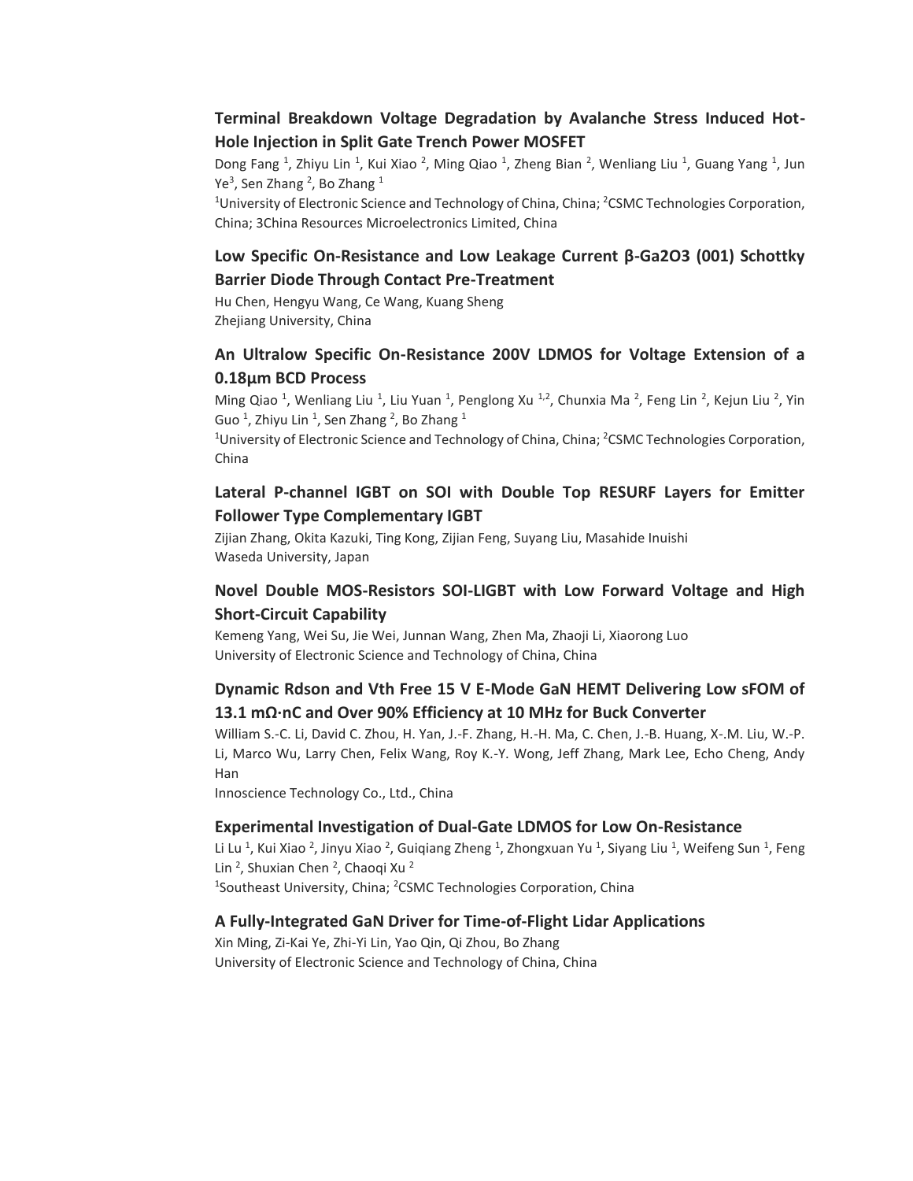### Terminal Breakdown Voltage Degradation by Avalanche Stress Induced Hot-Hole Injection in Split Gate Trench Power MOSFET

Dong Fang [1], Zhiyu Lin [1], Kui Xiao [2], Ming Qiao [1], Zheng Bian [2], Wenliang Liu [1], Guang Yang [1], Jun Ye[3], Sen Zhang [2], Bo Zhang [1]

[1]University of Electronic Science and Technology of China, China; [2]CSMC Technologies Corporation, China; 3China Resources Microelectronics Limited, China

### Low Specific On-Resistance and Low Leakage Current β-Ga2O3 (001) Schottky Barrier Diode Through Contact Pre-Treatment

Hu Chen, Hengyu Wang, Ce Wang, Kuang Sheng

Zhejiang University, China

### An Ultralow Specific On-Resistance 200V LDMOS for Voltage Extension of a 0.18μm BCD Process

Ming Qiao [1], Wenliang Liu [1], Liu Yuan [1], Penglong Xu [1,2], Chunxia Ma [2], Feng Lin [2], Kejun Liu [2], Yin Guo [1], Zhiyu Lin [1], Sen Zhang [2], Bo Zhang [1]

[1]University of Electronic Science and Technology of China, China; [2]CSMC Technologies Corporation, China

### Lateral P-channel IGBT on SOI with Double Top RESURF Layers for Emitter Follower Type Complementary IGBT

Zijian Zhang, Okita Kazuki, Ting Kong, Zijian Feng, Suyang Liu, Masahide Inuishi

Waseda University, Japan

### Novel Double MOS-Resistors SOI-LIGBT with Low Forward Voltage and High Short-Circuit Capability

Kemeng Yang, Wei Su, Jie Wei, Junnan Wang, Zhen Ma, Zhaoji Li, Xiaorong Luo

University of Electronic Science and Technology of China, China

### Dynamic Rdson and Vth Free 15 V E-Mode GaN HEMT Delivering Low sFOM of 13.1 mΩ·nC and Over 90% Efficiency at 10 MHz for Buck Converter

William S.-C. Li, David C. Zhou, H. Yan, J.-F. Zhang, H.-H. Ma, C. Chen, J.-B. Huang, X-.M. Liu, W.-P. Li, Marco Wu, Larry Chen, Felix Wang, Roy K.-Y. Wong, Jeff Zhang, Mark Lee, Echo Cheng, Andy Han

Innoscience Technology Co., Ltd., China

### Experimental Investigation of Dual-Gate LDMOS for Low On-Resistance

Li Lu [1], Kui Xiao [2], Jinyu Xiao [2], Guiqiang Zheng [1], Zhongxuan Yu [1], Siyang Liu [1], Weifeng Sun [1], Feng Lin [2], Shuxian Chen [2], Chaoqi Xu [2]

[1]Southeast University, China; [2]CSMC Technologies Corporation, China

### A Fully-Integrated GaN Driver for Time-of-Flight Lidar Applications

Xin Ming, Zi-Kai Ye, Zhi-Yi Lin, Yao Qin, Qi Zhou, Bo Zhang

University of Electronic Science and Technology of China, China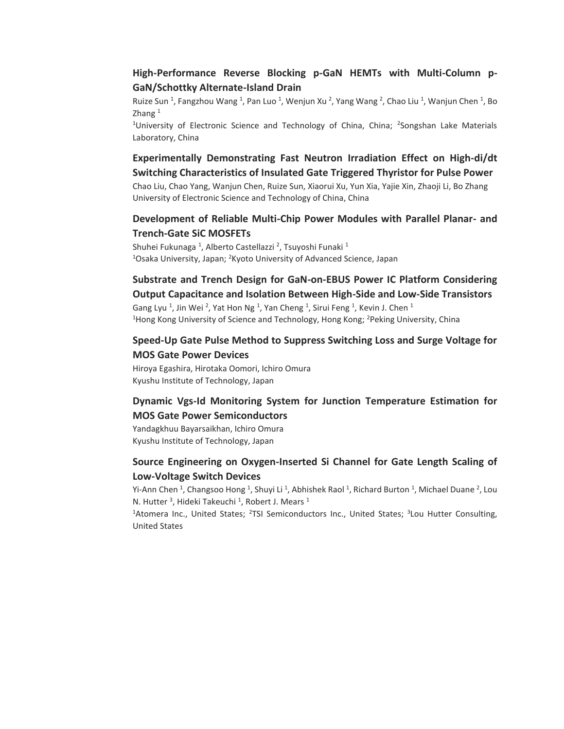### High-Performance Reverse Blocking p-GaN HEMTs with Multi-Column p-GaN/Schottky Alternate-Island Drain

Ruize Sun [1], Fangzhou Wang [1], Pan Luo [1], Wenjun Xu [2], Yang Wang [2], Chao Liu [1], Wanjun Chen [1], Bo Zhang [1]

[1]University of Electronic Science and Technology of China, China; [2]Songshan Lake Materials Laboratory, China

### Experimentally Demonstrating Fast Neutron Irradiation Effect on High-di/dt Switching Characteristics of Insulated Gate Triggered Thyristor for Pulse Power

Chao Liu, Chao Yang, Wanjun Chen, Ruize Sun, Xiaorui Xu, Yun Xia, Yajie Xin, Zhaoji Li, Bo Zhang

University of Electronic Science and Technology of China, China

### Development of Reliable Multi-Chip Power Modules with Parallel Planar- and Trench-Gate SiC MOSFETs

Shuhei Fukunaga [1], Alberto Castellazzi [2], Tsuyoshi Funaki [1]

[1]Osaka University, Japan; [2]Kyoto University of Advanced Science, Japan

### Substrate and Trench Design for GaN-on-EBUS Power IC Platform Considering Output Capacitance and Isolation Between High-Side and Low-Side Transistors

Gang Lyu [1], Jin Wei [2], Yat Hon Ng [1], Yan Cheng [1], Sirui Feng [1], Kevin J. Chen [1]

[1]Hong Kong University of Science and Technology, Hong Kong; [2]Peking University, China

### Speed-Up Gate Pulse Method to Suppress Switching Loss and Surge Voltage for MOS Gate Power Devices

Hiroya Egashira, Hirotaka Oomori, Ichiro Omura

Kyushu Institute of Technology, Japan

### Dynamic Vgs-Id Monitoring System for Junction Temperature Estimation for MOS Gate Power Semiconductors

Yandagkhuu Bayarsaikhan, Ichiro Omura

Kyushu Institute of Technology, Japan

### Source Engineering on Oxygen-Inserted Si Channel for Gate Length Scaling of Low-Voltage Switch Devices

Yi-Ann Chen [1], Changsoo Hong [1], Shuyi Li [1], Abhishek Raol [1], Richard Burton [1], Michael Duane [2], Lou N. Hutter [3], Hideki Takeuchi [1], Robert J. Mears [1]

[1]Atomera Inc., United States; [2]TSI Semiconductors Inc., United States; [3]Lou Hutter Consulting, United States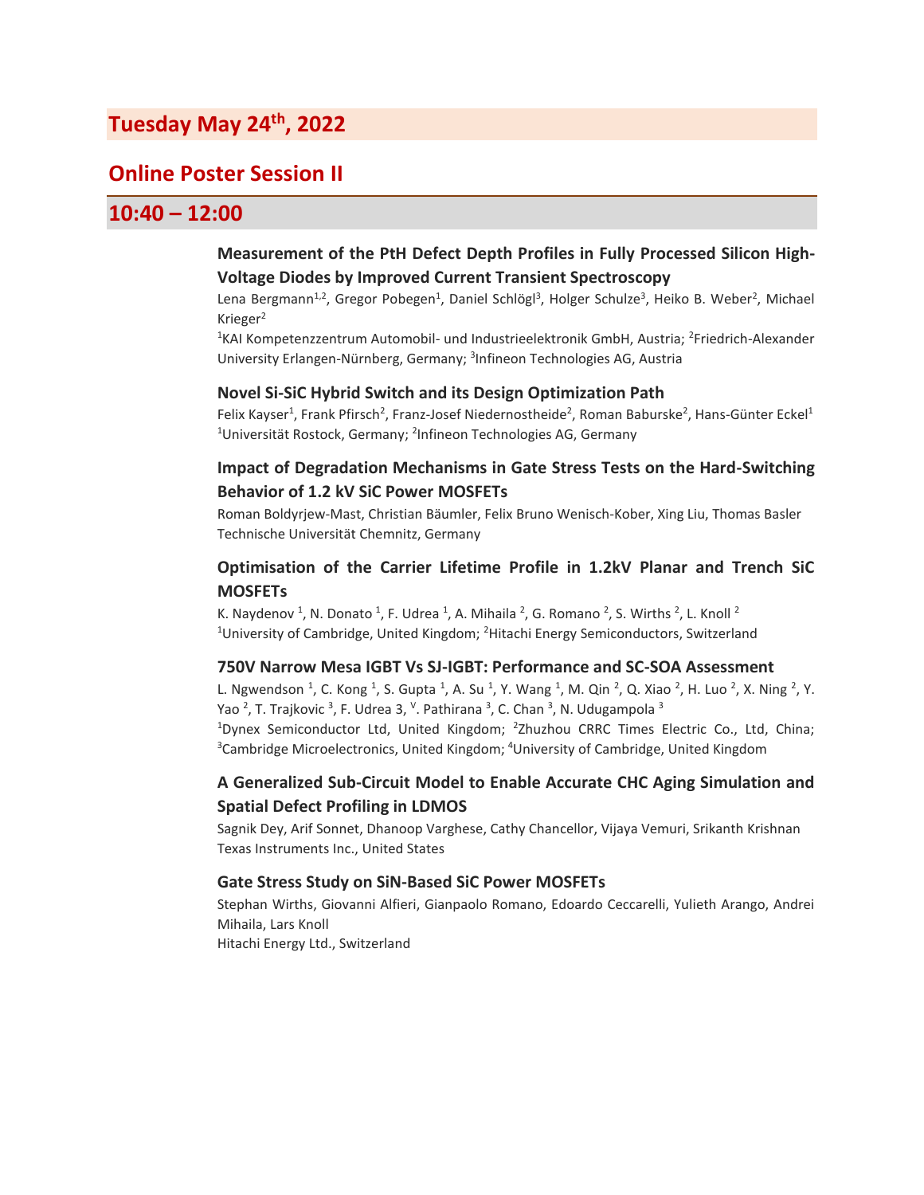# Tuesday May 24th, 2022

## Online Poster Session II

## 10:40 – 12:00

### Measurement of the PtH Defect Depth Profiles in Fully Processed Silicon High-Voltage Diodes by Improved Current Transient Spectroscopy

Lena Bergmann[1,2], Gregor Pobegen[1], Daniel Schlögl[3], Holger Schulze[3], Heiko B. Weber[2], Michael Krieger[2]

[1]KAI Kompetenzzentrum Automobil- und Industrieelektronik GmbH, Austria; [2]Friedrich-Alexander University Erlangen-Nürnberg, Germany; [3]Infineon Technologies AG, Austria

### Novel Si-SiC Hybrid Switch and its Design Optimization Path

Felix Kayser[1], Frank Pfirsch[2], Franz-Josef Niedernostheide[2], Roman Baburske[2], Hans-Günter Eckel[1]

[1]Universität Rostock, Germany; [2]Infineon Technologies AG, Germany

### Impact of Degradation Mechanisms in Gate Stress Tests on the Hard-Switching Behavior of 1.2 kV SiC Power MOSFETs

Roman Boldyrjew-Mast, Christian Bäumler, Felix Bruno Wenisch-Kober, Xing Liu, Thomas Basler

Technische Universität Chemnitz, Germany

### Optimisation of the Carrier Lifetime Profile in 1.2kV Planar and Trench SiC MOSFETs

K. Naydenov [1], N. Donato [1], F. Udrea [1], A. Mihaila [2], G. Romano [2], S. Wirths [2], L. Knoll [2]

[1]University of Cambridge, United Kingdom; [2]Hitachi Energy Semiconductors, Switzerland

### 750V Narrow Mesa IGBT Vs SJ-IGBT: Performance and SC-SOA Assessment

L. Ngwendson [1], C. Kong [1], S. Gupta [1], A. Su [1], Y. Wang [1], M. Qin [2], Q. Xiao [2], H. Luo [2], X. Ning [2], Y. Yao [2], T. Trajkovic [3], F. Udrea 3, [V]. Pathirana [3], C. Chan [3], N. Udugampola [3]

[1]Dynex Semiconductor Ltd, United Kingdom; [2]Zhuzhou CRRC Times Electric Co., Ltd, China; [3]Cambridge Microelectronics, United Kingdom; [4]University of Cambridge, United Kingdom

### A Generalized Sub-Circuit Model to Enable Accurate CHC Aging Simulation and Spatial Defect Profiling in LDMOS

Sagnik Dey, Arif Sonnet, Dhanoop Varghese, Cathy Chancellor, Vijaya Vemuri, Srikanth Krishnan

Texas Instruments Inc., United States

### Gate Stress Study on SiN-Based SiC Power MOSFETs

Stephan Wirths, Giovanni Alfieri, Gianpaolo Romano, Edoardo Ceccarelli, Yulieth Arango, Andrei Mihaila, Lars Knoll

Hitachi Energy Ltd., Switzerland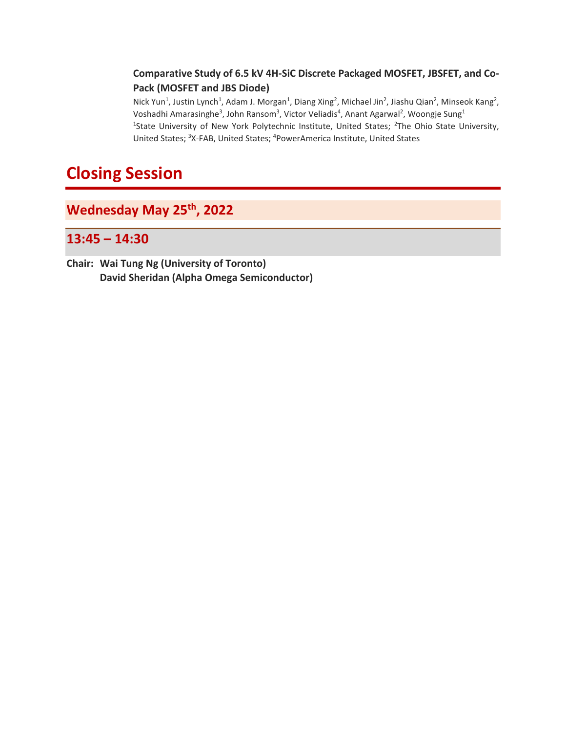**Comparative Study of 6.5 kV 4H-SiC Discrete Packaged MOSFET, JBSFET, and Co-Pack (MOSFET and JBS Diode)**

Nick Yun[1], Justin Lynch[1], Adam J. Morgan[1], Diang Xing[2], Michael Jin[2], Jiashu Qian[2], Minseok Kang[2], Voshadhi Amarasinghe[3], John Ransom[3], Victor Veliadis[4], Anant Agarwal[2], Woongje Sung[1]

[1]State University of New York Polytechnic Institute, United States; [2]The Ohio State University, United States; [3]X-FAB, United States; [4]PowerAmerica Institute, United States

# Closing Session

## Wednesday May 25th, 2022

## 13:45 – 14:30

**Chair: Wai Tung Ng (University of Toronto)**
**David Sheridan (Alpha Omega Semiconductor)**